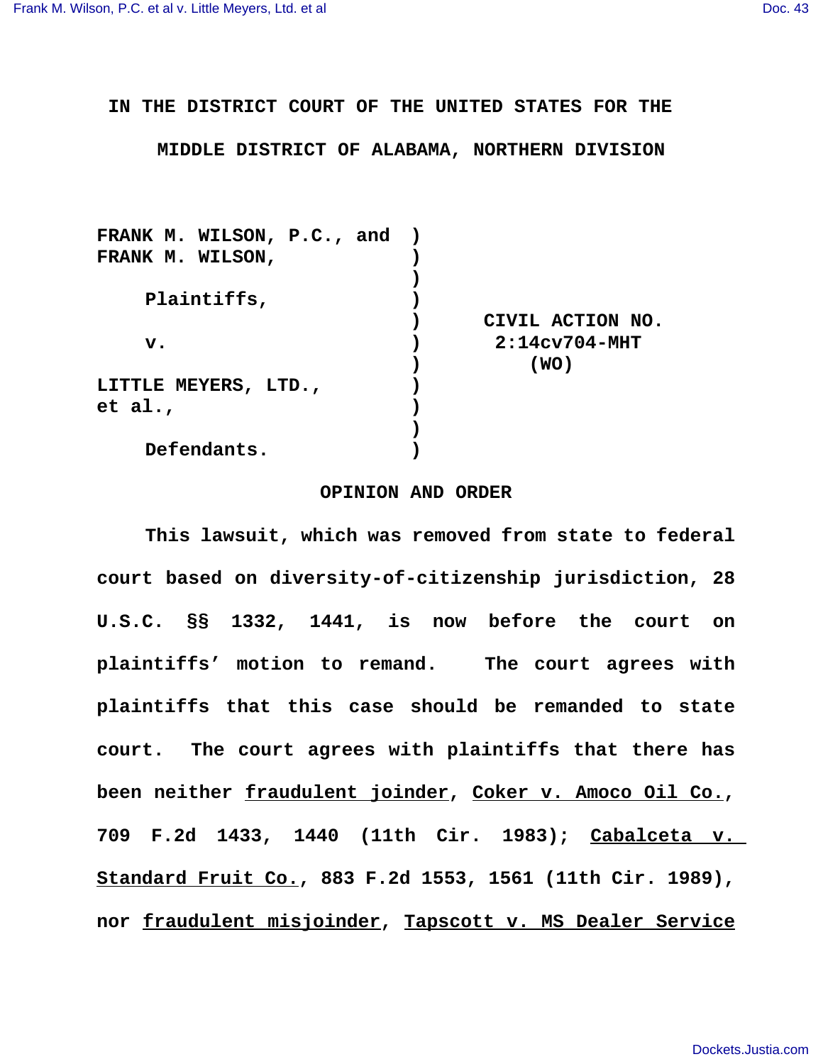# IN THE DISTRICT COURT OF THE UNITED STATES FOR THE MIDDLE DISTRICT OF ALABAMA, NORTHERN DIVISION

FRANK M. WILSON, P.C., and FRANK M. WILSON,

Plaintiffs,

v.

LITTLE MEYERS, LTD., et al.,

Defendants.

CIVIL ACTION NO. 2:14cv704-MHT (WO)

## OPINION AND ORDER

This lawsuit, which was removed from state to federal court based on diversity-of-citizenship jurisdiction, 28 U.S.C. §§ 1332, 1441, is now before the court on plaintiffs' motion to remand. The court agrees with plaintiffs that this case should be remanded to state court. The court agrees with plaintiffs that there has been neither fraudulent joinder, Coker v. Amoco Oil Co., 709 F.2d 1433, 1440 (11th Cir. 1983); Cabalceta v. Standard Fruit Co., 883 F.2d 1553, 1561 (11th Cir. 1989), nor fraudulent misjoinder, Tapscott v. MS Dealer Service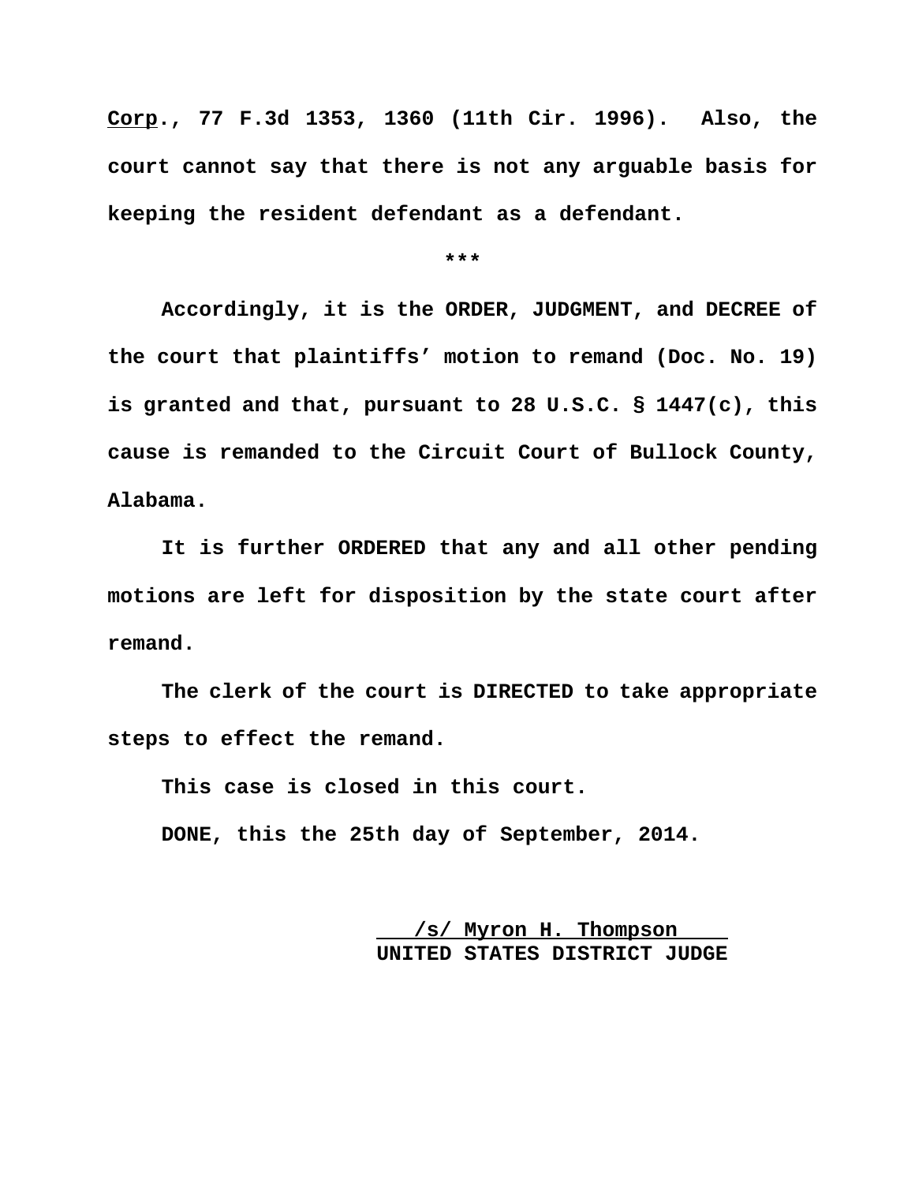Corp., 77 F.3d 1353, 1360 (11th Cir. 1996). Also, the court cannot say that there is not any arguable basis for keeping the resident defendant as a defendant.

***

Accordingly, it is the ORDER, JUDGMENT, and DECREE of the court that plaintiffs' motion to remand (Doc. No. 19) is granted and that, pursuant to 28 U.S.C. § 1447(c), this cause is remanded to the Circuit Court of Bullock County, Alabama.

It is further ORDERED that any and all other pending motions are left for disposition by the state court after remand.

The clerk of the court is DIRECTED to take appropriate steps to effect the remand.

This case is closed in this court.

DONE, this the 25th day of September, 2014.

/s/ Myron H. Thompson
UNITED STATES DISTRICT JUDGE